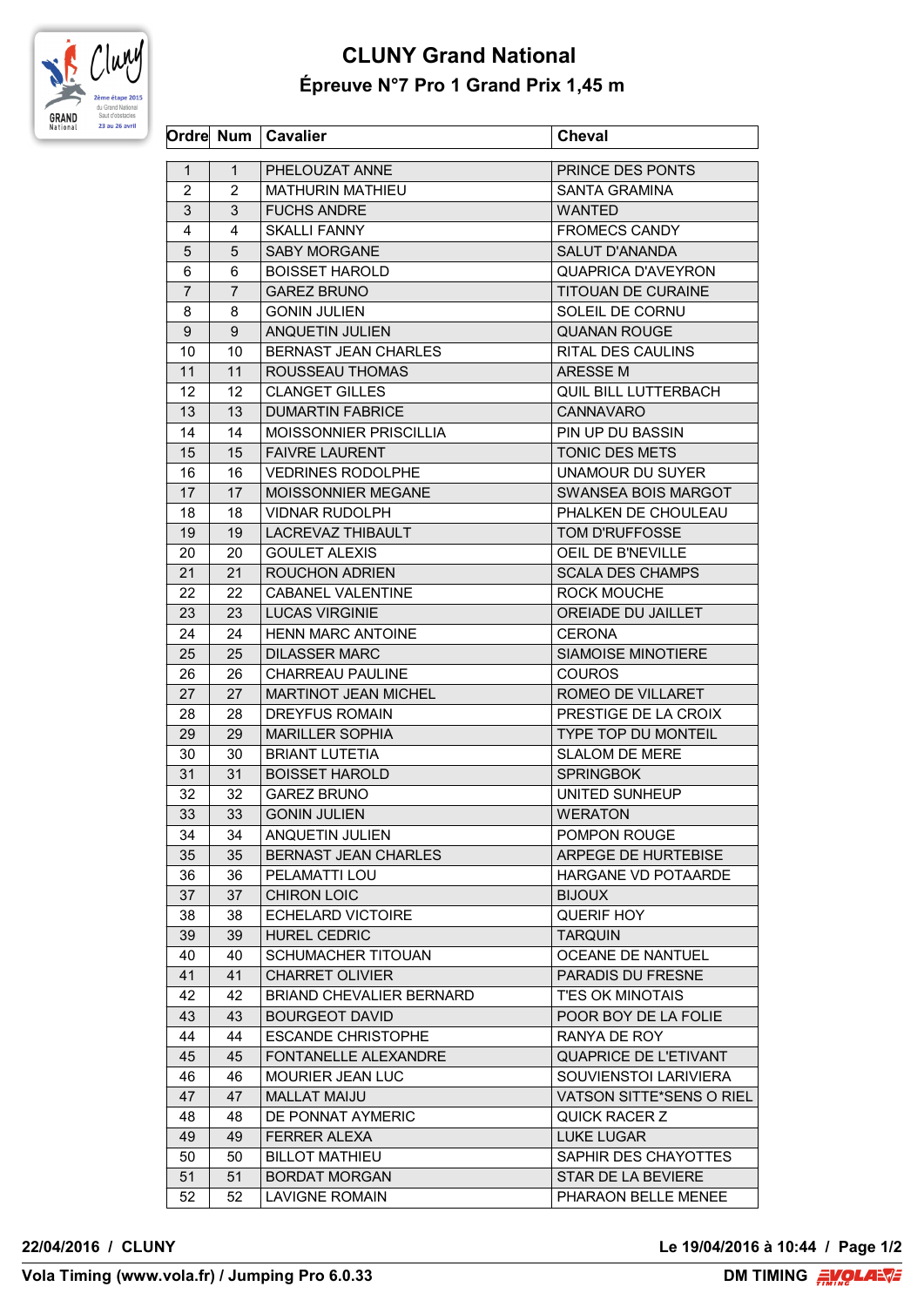# CLUNY Grand National

## Épreuve N°7 Pro 1 Grand Prix 1,45 m

| Ordre | Num | Cavalier | Cheval |
|---|---|---|---|
| 1 | 1 | PHELOUZAT ANNE | PRINCE DES PONTS |
| 2 | 2 | MATHURIN MATHIEU | SANTA GRAMINA |
| 3 | 3 | FUCHS ANDRE | WANTED |
| 4 | 4 | SKALLI FANNY | FROMECS CANDY |
| 5 | 5 | SABY MORGANE | SALUT D'ANANDA |
| 6 | 6 | BOISSET HAROLD | QUAPRICA D'AVEYRON |
| 7 | 7 | GAREZ BRUNO | TITOUAN DE CURAINE |
| 8 | 8 | GONIN JULIEN | SOLEIL DE CORNU |
| 9 | 9 | ANQUETIN JULIEN | QUANAN ROUGE |
| 10 | 10 | BERNAST JEAN CHARLES | RITAL DES CAULINS |
| 11 | 11 | ROUSSEAU THOMAS | ARESSE M |
| 12 | 12 | CLANGET GILLES | QUIL BILL LUTTERBACH |
| 13 | 13 | DUMARTIN FABRICE | CANNAVARO |
| 14 | 14 | MOISSONNIER PRISCILLIA | PIN UP DU BASSIN |
| 15 | 15 | FAIVRE LAURENT | TONIC DES METS |
| 16 | 16 | VEDRINES RODOLPHE | UNAMOUR DU SUYER |
| 17 | 17 | MOISSONNIER MEGANE | SWANSEA BOIS MARGOT |
| 18 | 18 | VIDNAR RUDOLPH | PHALKEN DE CHOULEAU |
| 19 | 19 | LACREVAZ THIBAULT | TOM D'RUFFOSSE |
| 20 | 20 | GOULET ALEXIS | OEIL DE B'NEVILLE |
| 21 | 21 | ROUCHON ADRIEN | SCALA DES CHAMPS |
| 22 | 22 | CABANEL VALENTINE | ROCK MOUCHE |
| 23 | 23 | LUCAS VIRGINIE | OREIADE DU JAILLET |
| 24 | 24 | HENN MARC ANTOINE | CERONA |
| 25 | 25 | DILASSER MARC | SIAMOISE MINOTIERE |
| 26 | 26 | CHARREAU PAULINE | COUROS |
| 27 | 27 | MARTINOT JEAN MICHEL | ROMEO DE VILLARET |
| 28 | 28 | DREYFUS ROMAIN | PRESTIGE DE LA CROIX |
| 29 | 29 | MARILLER SOPHIA | TYPE TOP DU MONTEIL |
| 30 | 30 | BRIANT LUTETIA | SLALOM DE MERE |
| 31 | 31 | BOISSET HAROLD | SPRINGBOK |
| 32 | 32 | GAREZ BRUNO | UNITED SUNHEUP |
| 33 | 33 | GONIN JULIEN | WERATON |
| 34 | 34 | ANQUETIN JULIEN | POMPON ROUGE |
| 35 | 35 | BERNAST JEAN CHARLES | ARPEGE DE HURTEBISE |
| 36 | 36 | PELAMATTI LOU | HARGANE VD POTAARDE |
| 37 | 37 | CHIRON LOIC | BIJOUX |
| 38 | 38 | ECHELARD VICTOIRE | QUERIF HOY |
| 39 | 39 | HUREL CEDRIC | TARQUIN |
| 40 | 40 | SCHUMACHER TITOUAN | OCEANE DE NANTUEL |
| 41 | 41 | CHARRET OLIVIER | PARADIS DU FRESNE |
| 42 | 42 | BRIAND CHEVALIER BERNARD | T'ES OK MINOTAIS |
| 43 | 43 | BOURGEOT DAVID | POOR BOY DE LA FOLIE |
| 44 | 44 | ESCANDE CHRISTOPHE | RANYA DE ROY |
| 45 | 45 | FONTANELLE ALEXANDRE | QUAPRICE DE L'ETIVANT |
| 46 | 46 | MOURIER JEAN LUC | SOUVIENSTOI LARIVIERA |
| 47 | 47 | MALLAT MAIJU | VATSON SITTE*SENS O RIEL |
| 48 | 48 | DE PONNAT AYMERIC | QUICK RACER Z |
| 49 | 49 | FERRER ALEXA | LUKE LUGAR |
| 50 | 50 | BILLOT MATHIEU | SAPHIR DES CHAYOTTES |
| 51 | 51 | BORDAT MORGAN | STAR DE LA BEVIERE |
| 52 | 52 | LAVIGNE ROMAIN | PHARAON BELLE MENEE |

**22/04/2016 / CLUNY** — **Le 19/04/2016 à 10:44**

**Vola Timing (www.vola.fr) / Jumping Pro 6.0.33** — **DM TIMING**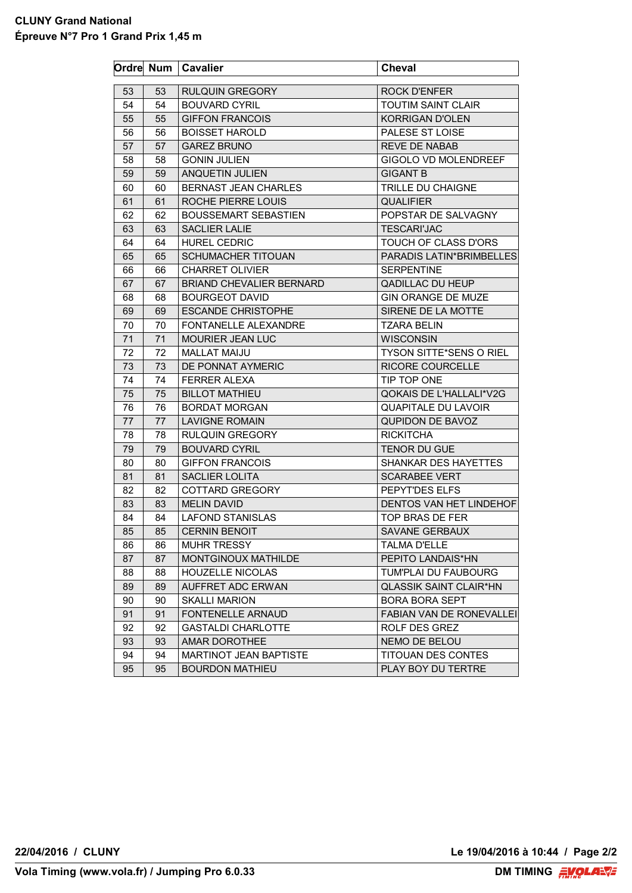**CLUNY Grand National**

**Épreuve N°7 Pro 1 Grand Prix 1,45 m**

| Ordre | Num | Cavalier | Cheval |
|---|---|---|---|
| 53 | 53 | RULQUIN GREGORY | ROCK D'ENFER |
| 54 | 54 | BOUVARD CYRIL | TOUTIM SAINT CLAIR |
| 55 | 55 | GIFFON FRANCOIS | KORRIGAN D'OLEN |
| 56 | 56 | BOISSET HAROLD | PALESE ST LOISE |
| 57 | 57 | GAREZ BRUNO | REVE DE NABAB |
| 58 | 58 | GONIN JULIEN | GIGOLO VD MOLENDREEF |
| 59 | 59 | ANQUETIN JULIEN | GIGANT B |
| 60 | 60 | BERNAST JEAN CHARLES | TRILLE DU CHAIGNE |
| 61 | 61 | ROCHE PIERRE LOUIS | QUALIFIER |
| 62 | 62 | BOUSSEMART SEBASTIEN | POPSTAR DE SALVAGNY |
| 63 | 63 | SACLIER LALIE | TESCARI'JAC |
| 64 | 64 | HUREL CEDRIC | TOUCH OF CLASS D'ORS |
| 65 | 65 | SCHUMACHER TITOUAN | PARADIS LATIN*BRIMBELLES |
| 66 | 66 | CHARRET OLIVIER | SERPENTINE |
| 67 | 67 | BRIAND CHEVALIER BERNARD | QADILLAC DU HEUP |
| 68 | 68 | BOURGEOT DAVID | GIN ORANGE DE MUZE |
| 69 | 69 | ESCANDE CHRISTOPHE | SIRENE DE LA MOTTE |
| 70 | 70 | FONTANELLE ALEXANDRE | TZARA BELIN |
| 71 | 71 | MOURIER JEAN LUC | WISCONSIN |
| 72 | 72 | MALLAT MAIJU | TYSON SITTE*SENS O RIEL |
| 73 | 73 | DE PONNAT AYMERIC | RICORE COURCELLE |
| 74 | 74 | FERRER ALEXA | TIP TOP ONE |
| 75 | 75 | BILLOT MATHIEU | QOKAIS DE L'HALLALI*V2G |
| 76 | 76 | BORDAT MORGAN | QUAPITALE DU LAVOIR |
| 77 | 77 | LAVIGNE ROMAIN | QUPIDON DE BAVOZ |
| 78 | 78 | RULQUIN GREGORY | RICKITCHA |
| 79 | 79 | BOUVARD CYRIL | TENOR DU GUE |
| 80 | 80 | GIFFON FRANCOIS | SHANKAR DES HAYETTES |
| 81 | 81 | SACLIER LOLITA | SCARABEE VERT |
| 82 | 82 | COTTARD GREGORY | PEPYT'DES ELFS |
| 83 | 83 | MELIN DAVID | DENTOS VAN HET LINDEHOF |
| 84 | 84 | LAFOND STANISLAS | TOP BRAS DE FER |
| 85 | 85 | CERNIN BENOIT | SAVANE GERBAUX |
| 86 | 86 | MUHR TRESSY | TALMA D'ELLE |
| 87 | 87 | MONTGINOUX MATHILDE | PEPITO LANDAIS*HN |
| 88 | 88 | HOUZELLE NICOLAS | TUM'PLAI DU FAUBOURG |
| 89 | 89 | AUFFRET ADC ERWAN | QLASSIK SAINT CLAIR*HN |
| 90 | 90 | SKALLI MARION | BORA BORA SEPT |
| 91 | 91 | FONTENELLE ARNAUD | FABIAN VAN DE RONEVALLEI |
| 92 | 92 | GASTALDI CHARLOTTE | ROLF DES GREZ |
| 93 | 93 | AMAR DOROTHEE | NEMO DE BELOU |
| 94 | 94 | MARTINOT JEAN BAPTISTE | TITOUAN DES CONTES |
| 95 | 95 | BOURDON MATHIEU | PLAY BOY DU TERTRE |

**22/04/2016 / CLUNY** — **Le 19/04/2016 à 10:44**

**Vola Timing (www.vola.fr) / Jumping Pro 6.0.33** — **DM TIMING**